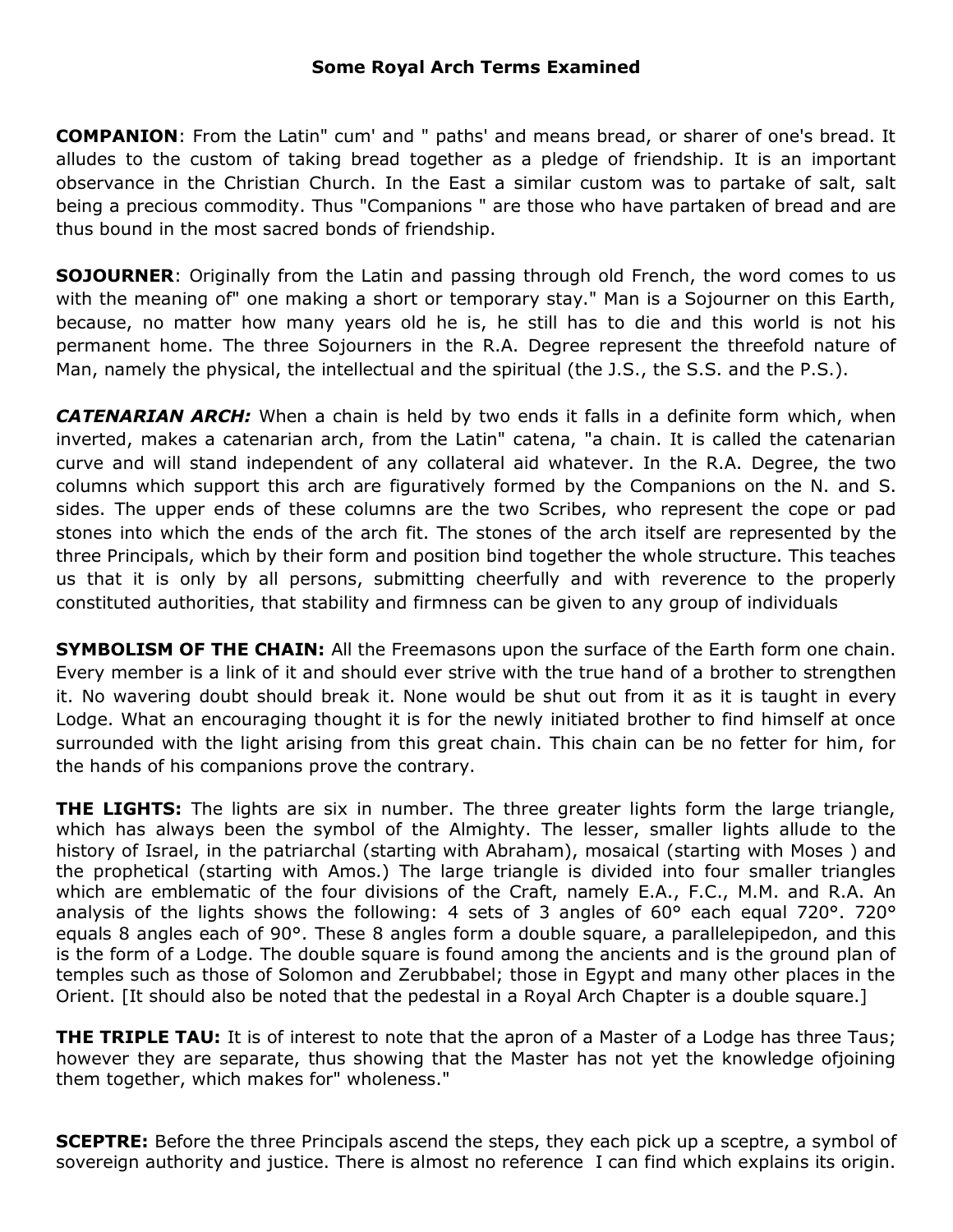# Some Royal Arch Terms Examined

**COMPANION**: From the Latin" cum' and " paths' and means bread, or sharer of one's bread. It alludes to the custom of taking bread together as a pledge of friendship. It is an important observance in the Christian Church. In the East a similar custom was to partake of salt, salt being a precious commodity. Thus "Companions " are those who have partaken of bread and are thus bound in the most sacred bonds of friendship.

**SOJOURNER**: Originally from the Latin and passing through old French, the word comes to us with the meaning of" one making a short or temporary stay." Man is a Sojourner on this Earth, because, no matter how many years old he is, he still has to die and this world is not his permanent home. The three Sojourners in the R.A. Degree represent the threefold nature of Man, namely the physical, the intellectual and the spiritual (the J.S., the S.S. and the P.S.).

***CATENARIAN ARCH:*** When a chain is held by two ends it falls in a definite form which, when inverted, makes a catenarian arch, from the Latin" catena, "a chain. It is called the catenarian curve and will stand independent of any collateral aid whatever. In the R.A. Degree, the two columns which support this arch are figuratively formed by the Companions on the N. and S. sides. The upper ends of these columns are the two Scribes, who represent the cope or pad stones into which the ends of the arch fit. The stones of the arch itself are represented by the three Principals, which by their form and position bind together the whole structure. This teaches us that it is only by all persons, submitting cheerfully and with reverence to the properly constituted authorities, that stability and firmness can be given to any group of individuals

**SYMBOLISM OF THE CHAIN:** All the Freemasons upon the surface of the Earth form one chain. Every member is a link of it and should ever strive with the true hand of a brother to strengthen it. No wavering doubt should break it. None would be shut out from it as it is taught in every Lodge. What an encouraging thought it is for the newly initiated brother to find himself at once surrounded with the light arising from this great chain. This chain can be no fetter for him, for the hands of his companions prove the contrary.

**THE LIGHTS:** The lights are six in number. The three greater lights form the large triangle, which has always been the symbol of the Almighty. The lesser, smaller lights allude to the history of Israel, in the patriarchal (starting with Abraham), mosaical (starting with Moses ) and the prophetical (starting with Amos.) The large triangle is divided into four smaller triangles which are emblematic of the four divisions of the Craft, namely E.A., F.C., M.M. and R.A. An analysis of the lights shows the following: 4 sets of 3 angles of 60° each equal 720°. 720° equals 8 angles each of 90°. These 8 angles form a double square, a parallelepipedon, and this is the form of a Lodge. The double square is found among the ancients and is the ground plan of temples such as those of Solomon and Zerubbabel; those in Egypt and many other places in the Orient. [It should also be noted that the pedestal in a Royal Arch Chapter is a double square.]

**THE TRIPLE TAU:** It is of interest to note that the apron of a Master of a Lodge has three Taus; however they are separate, thus showing that the Master has not yet the knowledge ofjoining them together, which makes for" wholeness."

**SCEPTRE:** Before the three Principals ascend the steps, they each pick up a sceptre, a symbol of sovereign authority and justice. There is almost no reference I can find which explains its origin.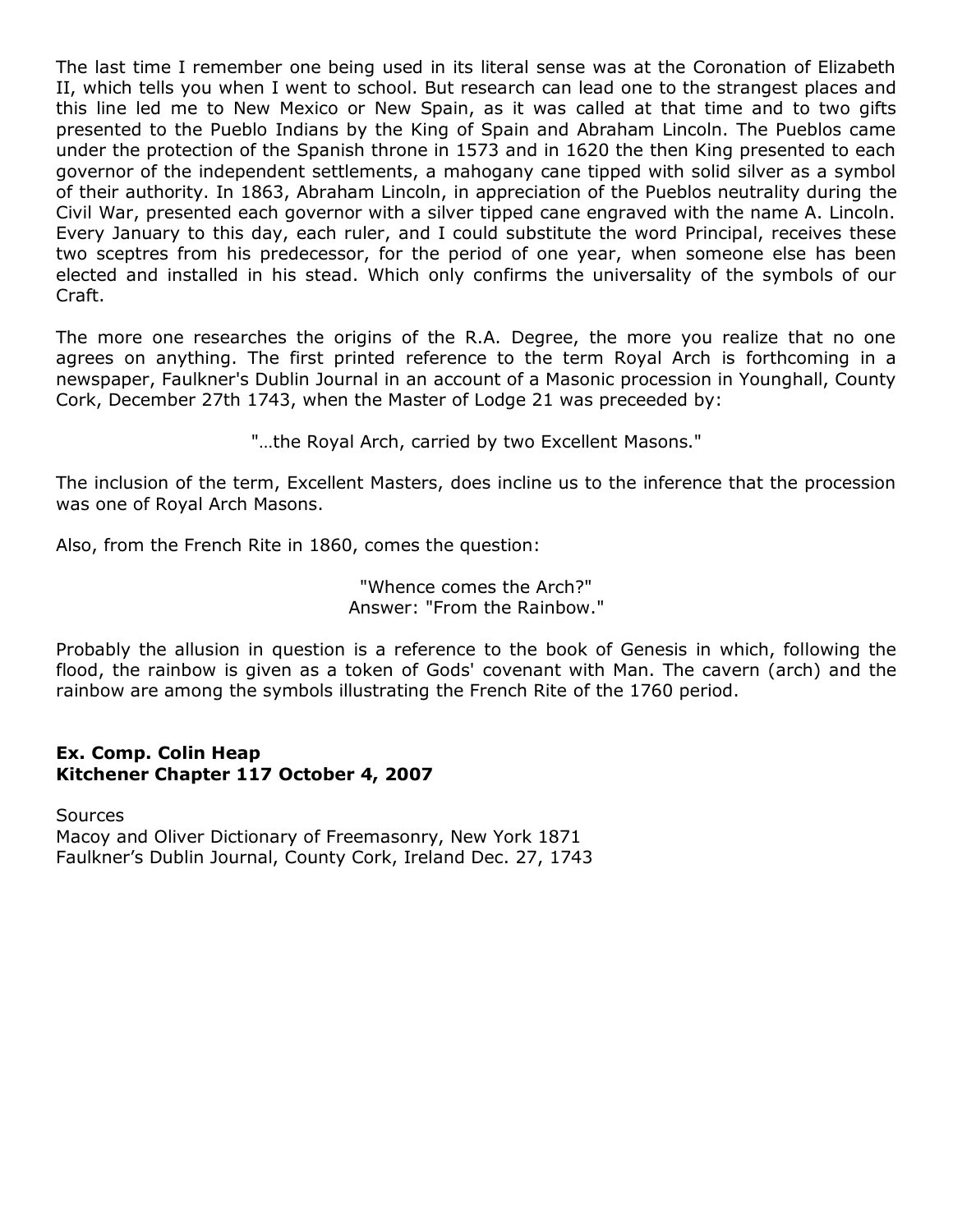The last time I remember one being used in its literal sense was at the Coronation of Elizabeth II, which tells you when I went to school. But research can lead one to the strangest places and this line led me to New Mexico or New Spain, as it was called at that time and to two gifts presented to the Pueblo Indians by the King of Spain and Abraham Lincoln. The Pueblos came under the protection of the Spanish throne in 1573 and in 1620 the then King presented to each governor of the independent settlements, a mahogany cane tipped with solid silver as a symbol of their authority. In 1863, Abraham Lincoln, in appreciation of the Pueblos neutrality during the Civil War, presented each governor with a silver tipped cane engraved with the name A. Lincoln. Every January to this day, each ruler, and I could substitute the word Principal, receives these two sceptres from his predecessor, for the period of one year, when someone else has been elected and installed in his stead. Which only confirms the universality of the symbols of our Craft.

The more one researches the origins of the R.A. Degree, the more you realize that no one agrees on anything. The first printed reference to the term Royal Arch is forthcoming in a newspaper, Faulkner's Dublin Journal in an account of a Masonic procession in Younghall, County Cork, December 27th 1743, when the Master of Lodge 21 was preceeded by:

"…the Royal Arch, carried by two Excellent Masons."

The inclusion of the term, Excellent Masters, does incline us to the inference that the procession was one of Royal Arch Masons.

Also, from the French Rite in 1860, comes the question:

"Whence comes the Arch?"
Answer: "From the Rainbow."

Probably the allusion in question is a reference to the book of Genesis in which, following the flood, the rainbow is given as a token of Gods' covenant with Man. The cavern (arch) and the rainbow are among the symbols illustrating the French Rite of the 1760 period.

**Ex. Comp. Colin Heap**
**Kitchener Chapter 117 October 4, 2007**

Sources
Macoy and Oliver Dictionary of Freemasonry, New York 1871
Faulkner's Dublin Journal, County Cork, Ireland Dec. 27, 1743